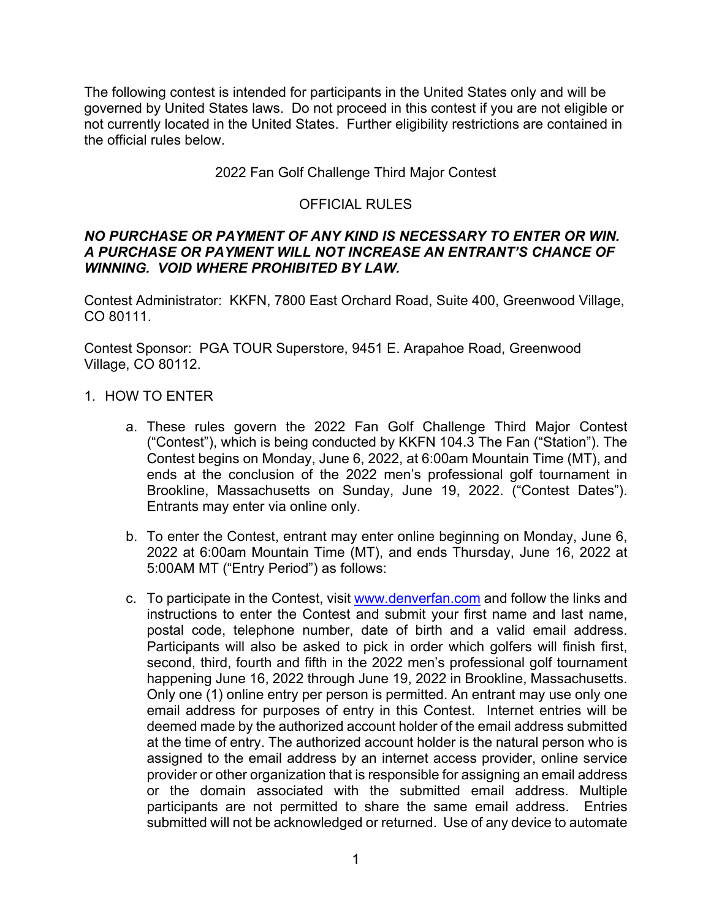The following contest is intended for participants in the United States only and will be governed by United States laws. Do not proceed in this contest if you are not eligible or not currently located in the United States. Further eligibility restrictions are contained in the official rules below.

# 2022 Fan Golf Challenge Third Major Contest

## OFFICIAL RULES

***NO PURCHASE OR PAYMENT OF ANY KIND IS NECESSARY TO ENTER OR WIN. A PURCHASE OR PAYMENT WILL NOT INCREASE AN ENTRANT'S CHANCE OF WINNING. VOID WHERE PROHIBITED BY LAW.***

Contest Administrator: KKFN, 7800 East Orchard Road, Suite 400, Greenwood Village, CO 80111.

Contest Sponsor: PGA TOUR Superstore, 9451 E. Arapahoe Road, Greenwood Village, CO 80112.

1. HOW TO ENTER

   a. These rules govern the 2022 Fan Golf Challenge Third Major Contest ("Contest"), which is being conducted by KKFN 104.3 The Fan ("Station"). The Contest begins on Monday, June 6, 2022, at 6:00am Mountain Time (MT), and ends at the conclusion of the 2022 men's professional golf tournament in Brookline, Massachusetts on Sunday, June 19, 2022. ("Contest Dates"). Entrants may enter via online only.

   b. To enter the Contest, entrant may enter online beginning on Monday, June 6, 2022 at 6:00am Mountain Time (MT), and ends Thursday, June 16, 2022 at 5:00AM MT ("Entry Period") as follows:

   c. To participate in the Contest, visit [www.denverfan.com](www.denverfan.com) and follow the links and instructions to enter the Contest and submit your first name and last name, postal code, telephone number, date of birth and a valid email address. Participants will also be asked to pick in order which golfers will finish first, second, third, fourth and fifth in the 2022 men's professional golf tournament happening June 16, 2022 through June 19, 2022 in Brookline, Massachusetts. Only one (1) online entry per person is permitted. An entrant may use only one email address for purposes of entry in this Contest. Internet entries will be deemed made by the authorized account holder of the email address submitted at the time of entry. The authorized account holder is the natural person who is assigned to the email address by an internet access provider, online service provider or other organization that is responsible for assigning an email address or the domain associated with the submitted email address. Multiple participants are not permitted to share the same email address. Entries submitted will not be acknowledged or returned. Use of any device to automate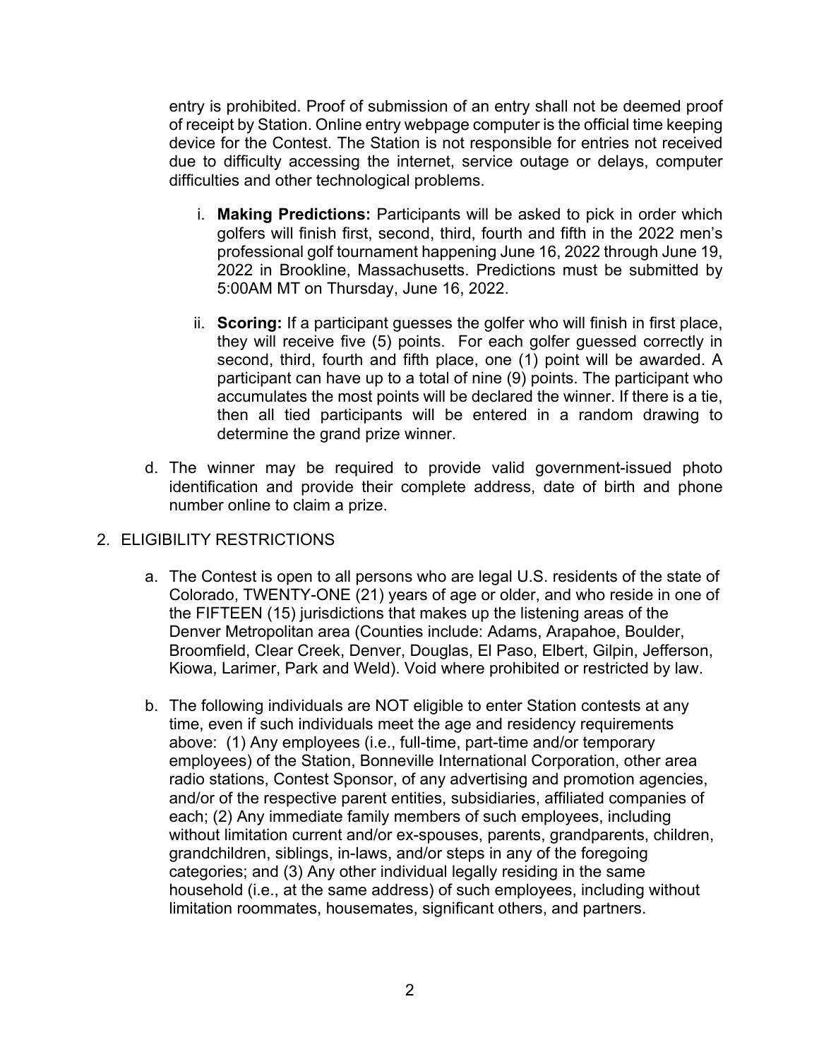entry is prohibited. Proof of submission of an entry shall not be deemed proof of receipt by Station. Online entry webpage computer is the official time keeping device for the Contest. The Station is not responsible for entries not received due to difficulty accessing the internet, service outage or delays, computer difficulties and other technological problems.

i. **Making Predictions:** Participants will be asked to pick in order which golfers will finish first, second, third, fourth and fifth in the 2022 men's professional golf tournament happening June 16, 2022 through June 19, 2022 in Brookline, Massachusetts. Predictions must be submitted by 5:00AM MT on Thursday, June 16, 2022.

ii. **Scoring:** If a participant guesses the golfer who will finish in first place, they will receive five (5) points. For each golfer guessed correctly in second, third, fourth and fifth place, one (1) point will be awarded. A participant can have up to a total of nine (9) points. The participant who accumulates the most points will be declared the winner. If there is a tie, then all tied participants will be entered in a random drawing to determine the grand prize winner.

d. The winner may be required to provide valid government-issued photo identification and provide their complete address, date of birth and phone number online to claim a prize.

2. ELIGIBILITY RESTRICTIONS

a. The Contest is open to all persons who are legal U.S. residents of the state of Colorado, TWENTY-ONE (21) years of age or older, and who reside in one of the FIFTEEN (15) jurisdictions that makes up the listening areas of the Denver Metropolitan area (Counties include: Adams, Arapahoe, Boulder, Broomfield, Clear Creek, Denver, Douglas, El Paso, Elbert, Gilpin, Jefferson, Kiowa, Larimer, Park and Weld). Void where prohibited or restricted by law.

b. The following individuals are NOT eligible to enter Station contests at any time, even if such individuals meet the age and residency requirements above: (1) Any employees (i.e., full-time, part-time and/or temporary employees) of the Station, Bonneville International Corporation, other area radio stations, Contest Sponsor, of any advertising and promotion agencies, and/or of the respective parent entities, subsidiaries, affiliated companies of each; (2) Any immediate family members of such employees, including without limitation current and/or ex-spouses, parents, grandparents, children, grandchildren, siblings, in-laws, and/or steps in any of the foregoing categories; and (3) Any other individual legally residing in the same household (i.e., at the same address) of such employees, including without limitation roommates, housemates, significant others, and partners.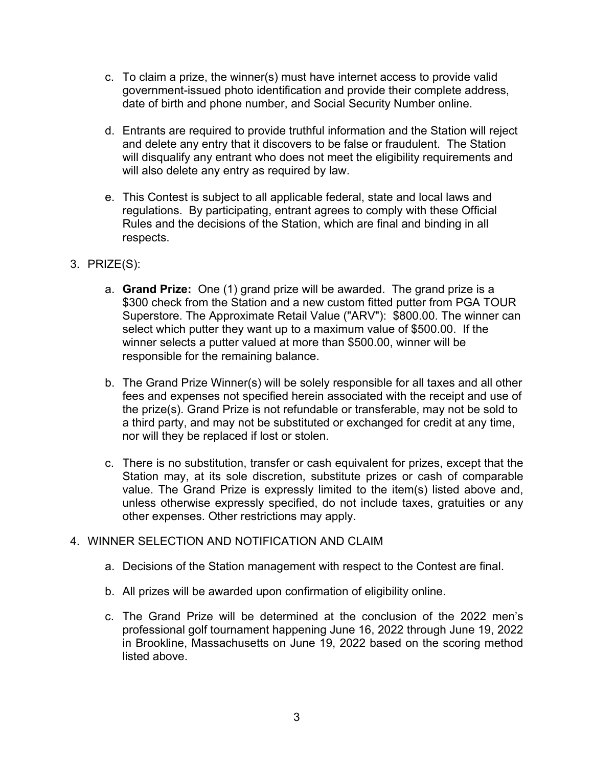c. To claim a prize, the winner(s) must have internet access to provide valid government-issued photo identification and provide their complete address, date of birth and phone number, and Social Security Number online.

d. Entrants are required to provide truthful information and the Station will reject and delete any entry that it discovers to be false or fraudulent. The Station will disqualify any entrant who does not meet the eligibility requirements and will also delete any entry as required by law.

e. This Contest is subject to all applicable federal, state and local laws and regulations. By participating, entrant agrees to comply with these Official Rules and the decisions of the Station, which are final and binding in all respects.

3. PRIZE(S):

a. **Grand Prize:** One (1) grand prize will be awarded. The grand prize is a $300 check from the Station and a new custom fitted putter from PGA TOUR Superstore. The Approximate Retail Value ("ARV"): $800.00. The winner can select which putter they want up to a maximum value of $500.00. If the winner selects a putter valued at more than $500.00, winner will be responsible for the remaining balance.

b. The Grand Prize Winner(s) will be solely responsible for all taxes and all other fees and expenses not specified herein associated with the receipt and use of the prize(s). Grand Prize is not refundable or transferable, may not be sold to a third party, and may not be substituted or exchanged for credit at any time, nor will they be replaced if lost or stolen.

c. There is no substitution, transfer or cash equivalent for prizes, except that the Station may, at its sole discretion, substitute prizes or cash of comparable value. The Grand Prize is expressly limited to the item(s) listed above and, unless otherwise expressly specified, do not include taxes, gratuities or any other expenses. Other restrictions may apply.

4. WINNER SELECTION AND NOTIFICATION AND CLAIM

a. Decisions of the Station management with respect to the Contest are final.

b. All prizes will be awarded upon confirmation of eligibility online.

c. The Grand Prize will be determined at the conclusion of the 2022 men's professional golf tournament happening June 16, 2022 through June 19, 2022 in Brookline, Massachusetts on June 19, 2022 based on the scoring method listed above.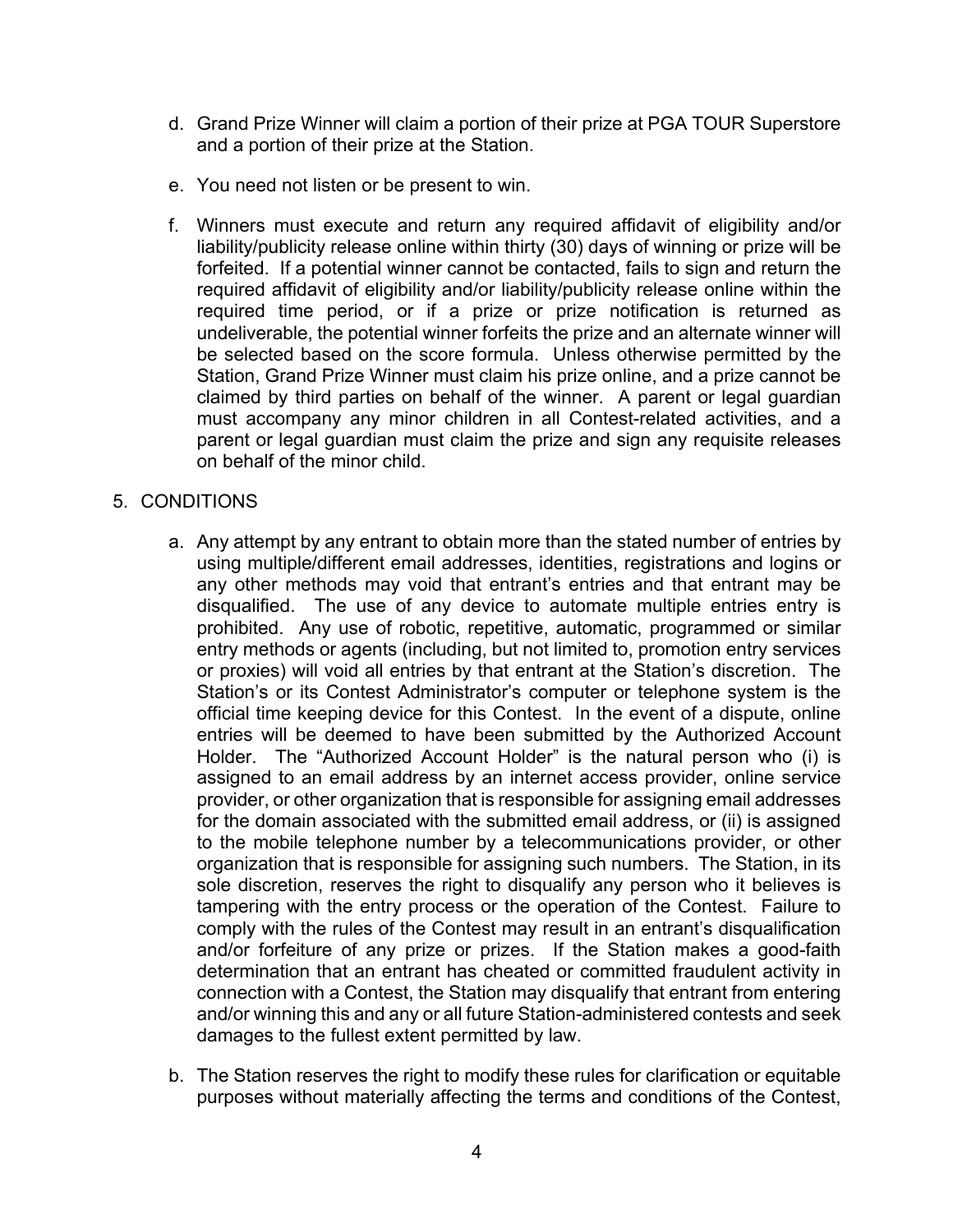d. Grand Prize Winner will claim a portion of their prize at PGA TOUR Superstore and a portion of their prize at the Station.

e. You need not listen or be present to win.

f. Winners must execute and return any required affidavit of eligibility and/or liability/publicity release online within thirty (30) days of winning or prize will be forfeited. If a potential winner cannot be contacted, fails to sign and return the required affidavit of eligibility and/or liability/publicity release online within the required time period, or if a prize or prize notification is returned as undeliverable, the potential winner forfeits the prize and an alternate winner will be selected based on the score formula. Unless otherwise permitted by the Station, Grand Prize Winner must claim his prize online, and a prize cannot be claimed by third parties on behalf of the winner. A parent or legal guardian must accompany any minor children in all Contest-related activities, and a parent or legal guardian must claim the prize and sign any requisite releases on behalf of the minor child.

5. CONDITIONS

a. Any attempt by any entrant to obtain more than the stated number of entries by using multiple/different email addresses, identities, registrations and logins or any other methods may void that entrant's entries and that entrant may be disqualified. The use of any device to automate multiple entries entry is prohibited. Any use of robotic, repetitive, automatic, programmed or similar entry methods or agents (including, but not limited to, promotion entry services or proxies) will void all entries by that entrant at the Station's discretion. The Station's or its Contest Administrator's computer or telephone system is the official time keeping device for this Contest. In the event of a dispute, online entries will be deemed to have been submitted by the Authorized Account Holder. The "Authorized Account Holder" is the natural person who (i) is assigned to an email address by an internet access provider, online service provider, or other organization that is responsible for assigning email addresses for the domain associated with the submitted email address, or (ii) is assigned to the mobile telephone number by a telecommunications provider, or other organization that is responsible for assigning such numbers. The Station, in its sole discretion, reserves the right to disqualify any person who it believes is tampering with the entry process or the operation of the Contest. Failure to comply with the rules of the Contest may result in an entrant's disqualification and/or forfeiture of any prize or prizes. If the Station makes a good-faith determination that an entrant has cheated or committed fraudulent activity in connection with a Contest, the Station may disqualify that entrant from entering and/or winning this and any or all future Station-administered contests and seek damages to the fullest extent permitted by law.

b. The Station reserves the right to modify these rules for clarification or equitable purposes without materially affecting the terms and conditions of the Contest,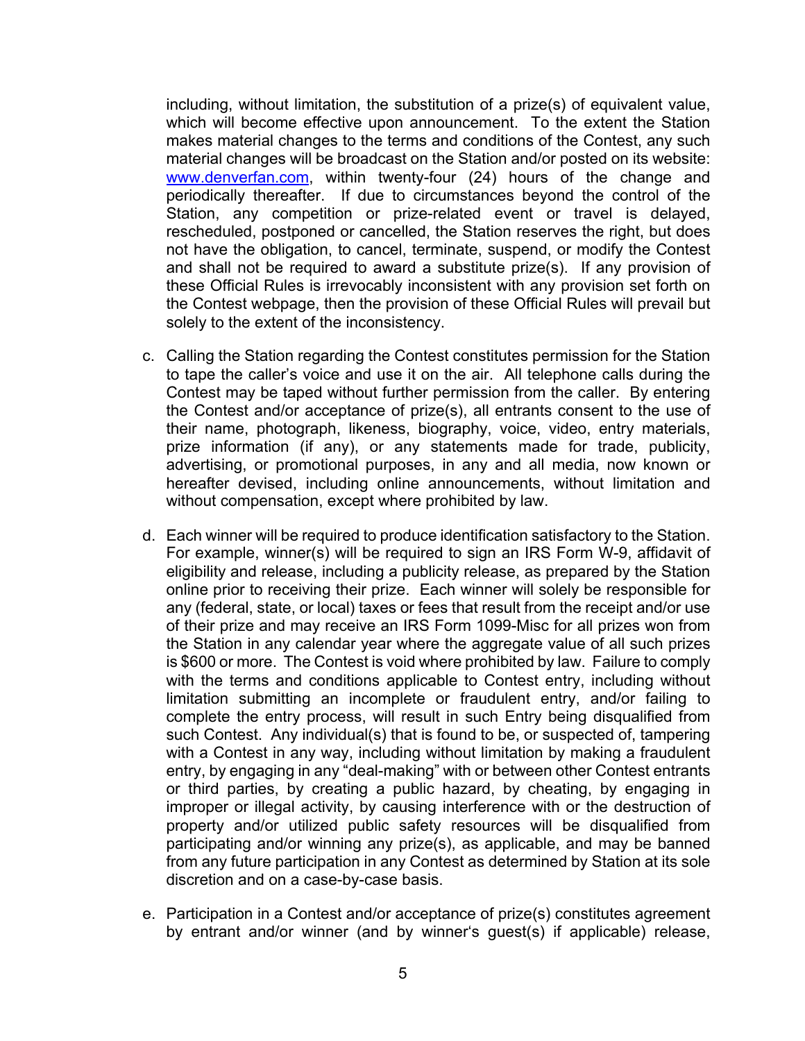including, without limitation, the substitution of a prize(s) of equivalent value, which will become effective upon announcement. To the extent the Station makes material changes to the terms and conditions of the Contest, any such material changes will be broadcast on the Station and/or posted on its website: [www.denverfan.com](http://www.denverfan.com), within twenty-four (24) hours of the change and periodically thereafter. If due to circumstances beyond the control of the Station, any competition or prize-related event or travel is delayed, rescheduled, postponed or cancelled, the Station reserves the right, but does not have the obligation, to cancel, terminate, suspend, or modify the Contest and shall not be required to award a substitute prize(s). If any provision of these Official Rules is irrevocably inconsistent with any provision set forth on the Contest webpage, then the provision of these Official Rules will prevail but solely to the extent of the inconsistency.

c. Calling the Station regarding the Contest constitutes permission for the Station to tape the caller's voice and use it on the air. All telephone calls during the Contest may be taped without further permission from the caller. By entering the Contest and/or acceptance of prize(s), all entrants consent to the use of their name, photograph, likeness, biography, voice, video, entry materials, prize information (if any), or any statements made for trade, publicity, advertising, or promotional purposes, in any and all media, now known or hereafter devised, including online announcements, without limitation and without compensation, except where prohibited by law.

d. Each winner will be required to produce identification satisfactory to the Station. For example, winner(s) will be required to sign an IRS Form W-9, affidavit of eligibility and release, including a publicity release, as prepared by the Station online prior to receiving their prize. Each winner will solely be responsible for any (federal, state, or local) taxes or fees that result from the receipt and/or use of their prize and may receive an IRS Form 1099-Misc for all prizes won from the Station in any calendar year where the aggregate value of all such prizes is $600 or more. The Contest is void where prohibited by law. Failure to comply with the terms and conditions applicable to Contest entry, including without limitation submitting an incomplete or fraudulent entry, and/or failing to complete the entry process, will result in such Entry being disqualified from such Contest. Any individual(s) that is found to be, or suspected of, tampering with a Contest in any way, including without limitation by making a fraudulent entry, by engaging in any "deal-making" with or between other Contest entrants or third parties, by creating a public hazard, by cheating, by engaging in improper or illegal activity, by causing interference with or the destruction of property and/or utilized public safety resources will be disqualified from participating and/or winning any prize(s), as applicable, and may be banned from any future participation in any Contest as determined by Station at its sole discretion and on a case-by-case basis.

e. Participation in a Contest and/or acceptance of prize(s) constitutes agreement by entrant and/or winner (and by winner's guest(s) if applicable) release,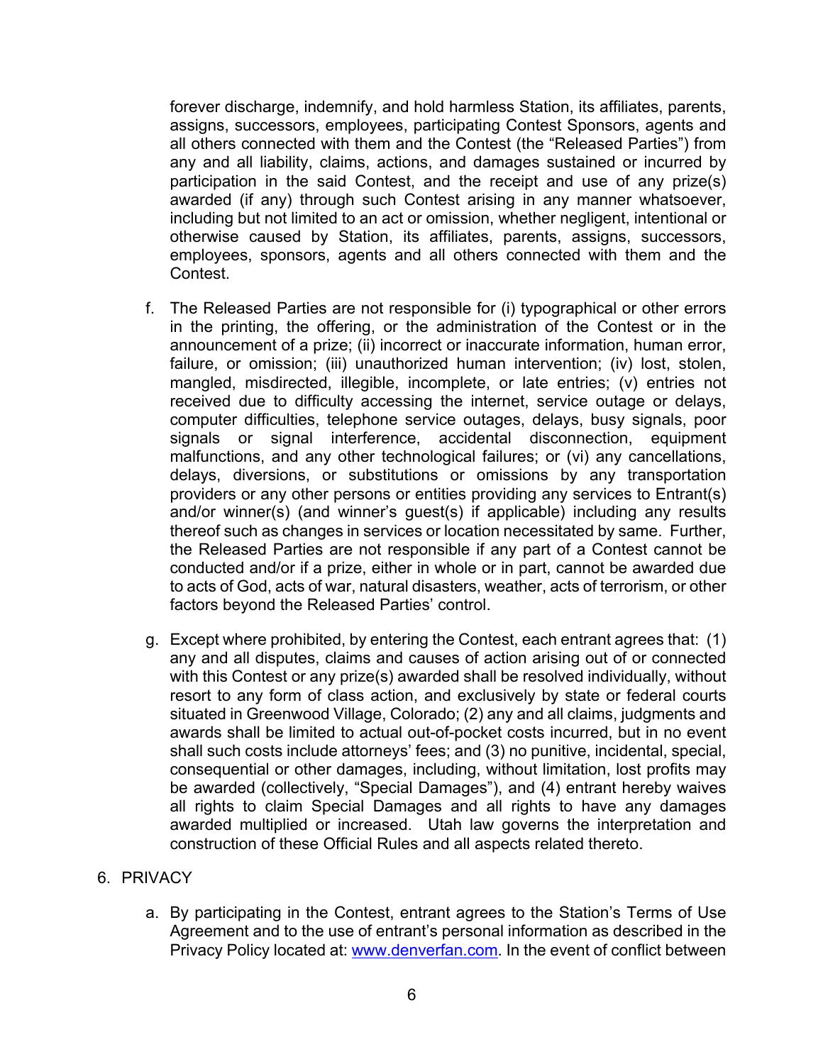forever discharge, indemnify, and hold harmless Station, its affiliates, parents, assigns, successors, employees, participating Contest Sponsors, agents and all others connected with them and the Contest (the "Released Parties") from any and all liability, claims, actions, and damages sustained or incurred by participation in the said Contest, and the receipt and use of any prize(s) awarded (if any) through such Contest arising in any manner whatsoever, including but not limited to an act or omission, whether negligent, intentional or otherwise caused by Station, its affiliates, parents, assigns, successors, employees, sponsors, agents and all others connected with them and the Contest.

f. The Released Parties are not responsible for (i) typographical or other errors in the printing, the offering, or the administration of the Contest or in the announcement of a prize; (ii) incorrect or inaccurate information, human error, failure, or omission; (iii) unauthorized human intervention; (iv) lost, stolen, mangled, misdirected, illegible, incomplete, or late entries; (v) entries not received due to difficulty accessing the internet, service outage or delays, computer difficulties, telephone service outages, delays, busy signals, poor signals or signal interference, accidental disconnection, equipment malfunctions, and any other technological failures; or (vi) any cancellations, delays, diversions, or substitutions or omissions by any transportation providers or any other persons or entities providing any services to Entrant(s) and/or winner(s) (and winner's guest(s) if applicable) including any results thereof such as changes in services or location necessitated by same. Further, the Released Parties are not responsible if any part of a Contest cannot be conducted and/or if a prize, either in whole or in part, cannot be awarded due to acts of God, acts of war, natural disasters, weather, acts of terrorism, or other factors beyond the Released Parties' control.

g. Except where prohibited, by entering the Contest, each entrant agrees that: (1) any and all disputes, claims and causes of action arising out of or connected with this Contest or any prize(s) awarded shall be resolved individually, without resort to any form of class action, and exclusively by state or federal courts situated in Greenwood Village, Colorado; (2) any and all claims, judgments and awards shall be limited to actual out-of-pocket costs incurred, but in no event shall such costs include attorneys' fees; and (3) no punitive, incidental, special, consequential or other damages, including, without limitation, lost profits may be awarded (collectively, "Special Damages"), and (4) entrant hereby waives all rights to claim Special Damages and all rights to have any damages awarded multiplied or increased. Utah law governs the interpretation and construction of these Official Rules and all aspects related thereto.

6. PRIVACY

a. By participating in the Contest, entrant agrees to the Station's Terms of Use Agreement and to the use of entrant's personal information as described in the Privacy Policy located at: [www.denverfan.com](http://www.denverfan.com). In the event of conflict between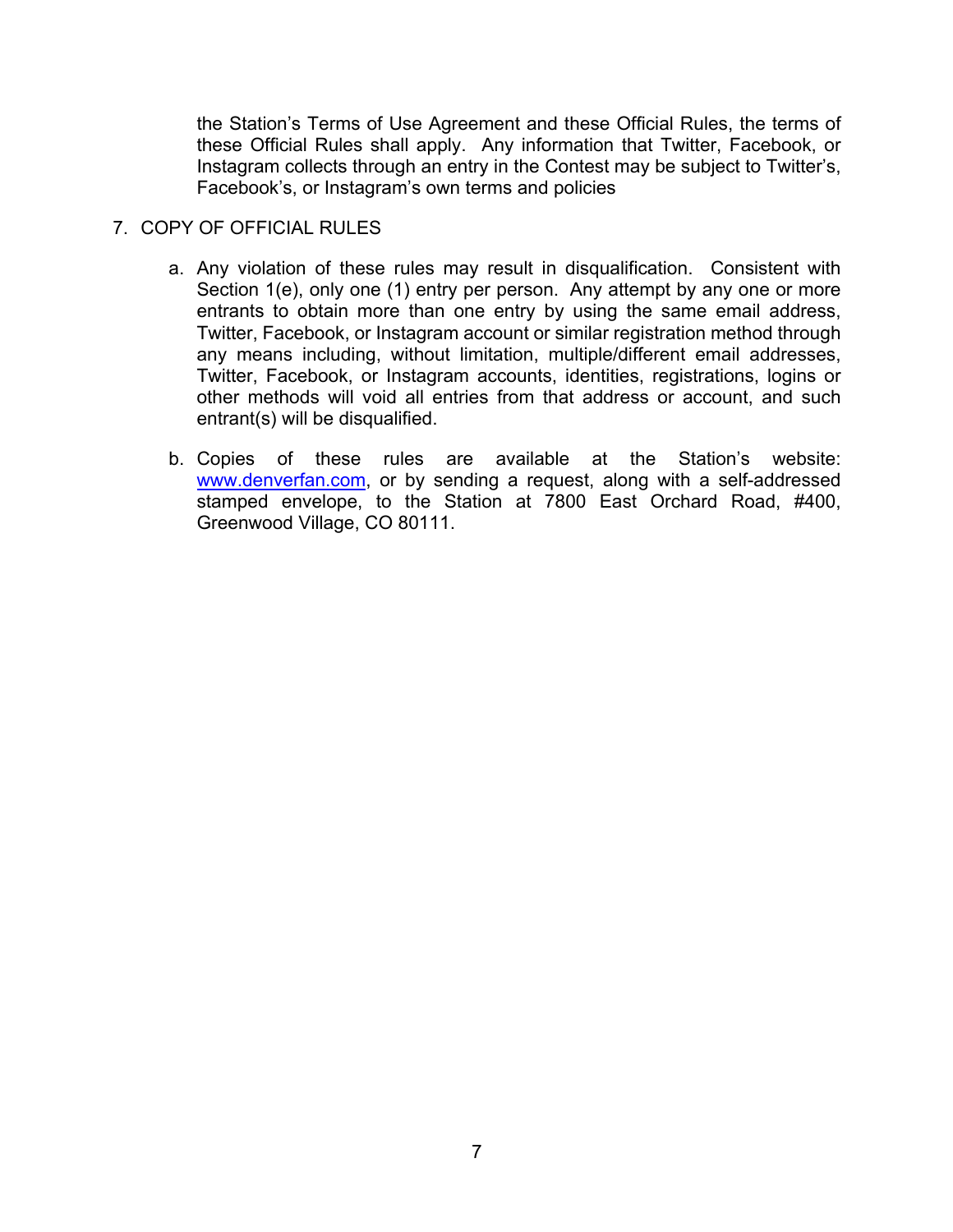the Station's Terms of Use Agreement and these Official Rules, the terms of these Official Rules shall apply. Any information that Twitter, Facebook, or Instagram collects through an entry in the Contest may be subject to Twitter's, Facebook's, or Instagram's own terms and policies

7. COPY OF OFFICIAL RULES

   a. Any violation of these rules may result in disqualification. Consistent with Section 1(e), only one (1) entry per person. Any attempt by any one or more entrants to obtain more than one entry by using the same email address, Twitter, Facebook, or Instagram account or similar registration method through any means including, without limitation, multiple/different email addresses, Twitter, Facebook, or Instagram accounts, identities, registrations, logins or other methods will void all entries from that address or account, and such entrant(s) will be disqualified.

   b. Copies of these rules are available at the Station's website: [www.denverfan.com](http://www.denverfan.com), or by sending a request, along with a self-addressed stamped envelope, to the Station at 7800 East Orchard Road, #400, Greenwood Village, CO 80111.